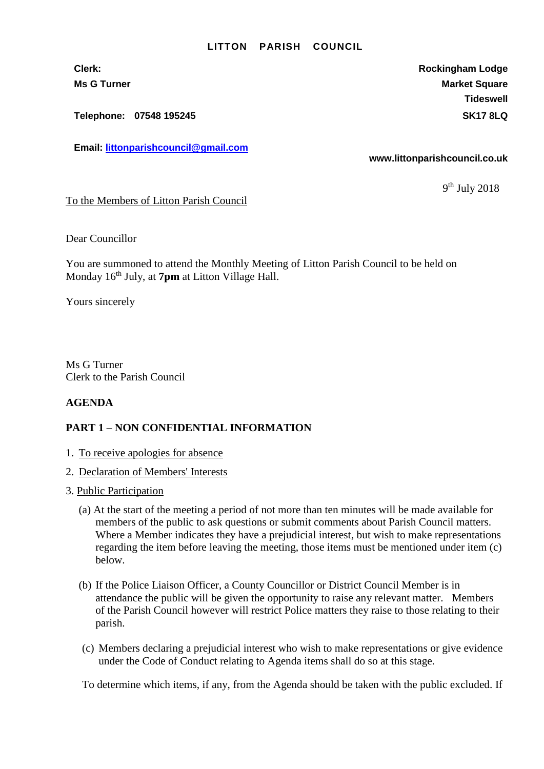# LITTON PARISH COUNCIL

**Clerk:**
**Ms G Turner**

**Telephone: 07548 195245**

**Email: littonparishcouncil@gmail.com**

**Rockingham Lodge**
**Market Square**
**Tideswell**
**SK17 8LQ**

**www.littonparishcouncil.co.uk**

9th July 2018

To the Members of Litton Parish Council

Dear Councillor

You are summoned to attend the Monthly Meeting of Litton Parish Council to be held on Monday 16th July, at **7pm** at Litton Village Hall.

Yours sincerely

Ms G Turner
Clerk to the Parish Council

**AGENDA**

**PART 1 – NON CONFIDENTIAL INFORMATION**

1. To receive apologies for absence
2. Declaration of Members' Interests
3. Public Participation

   (a) At the start of the meeting a period of not more than ten minutes will be made available for members of the public to ask questions or submit comments about Parish Council matters. Where a Member indicates they have a prejudicial interest, but wish to make representations regarding the item before leaving the meeting, those items must be mentioned under item (c) below.

   (b) If the Police Liaison Officer, a County Councillor or District Council Member is in attendance the public will be given the opportunity to raise any relevant matter. Members of the Parish Council however will restrict Police matters they raise to those relating to their parish.

   (c) Members declaring a prejudicial interest who wish to make representations or give evidence under the Code of Conduct relating to Agenda items shall do so at this stage.

   To determine which items, if any, from the Agenda should be taken with the public excluded. If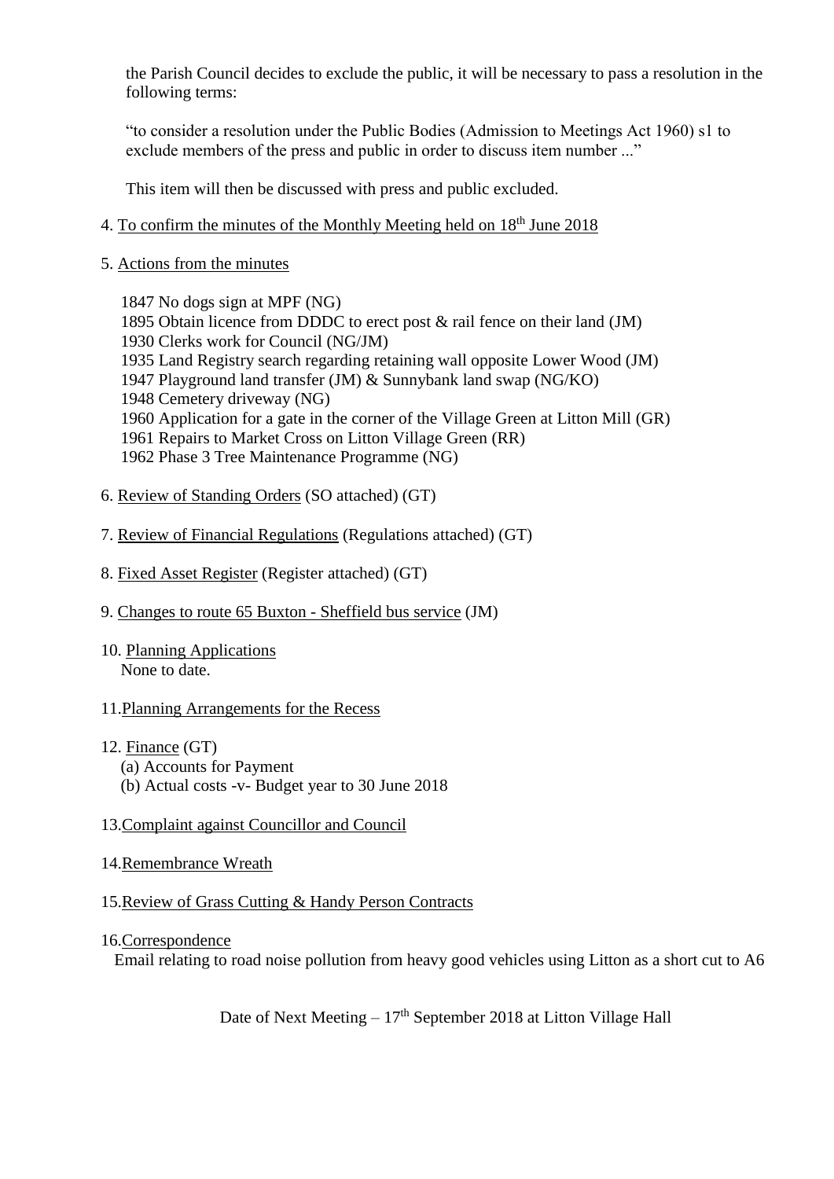the Parish Council decides to exclude the public, it will be necessary to pass a resolution in the following terms:

"to consider a resolution under the Public Bodies (Admission to Meetings Act 1960) s1 to exclude members of the press and public in order to discuss item number ..."

This item will then be discussed with press and public excluded.

4. To confirm the minutes of the Monthly Meeting held on 18th June 2018

5. Actions from the minutes

   1847 No dogs sign at MPF (NG)
   1895 Obtain licence from DDDC to erect post & rail fence on their land (JM)
   1930 Clerks work for Council (NG/JM)
   1935 Land Registry search regarding retaining wall opposite Lower Wood (JM)
   1947 Playground land transfer (JM) & Sunnybank land swap (NG/KO)
   1948 Cemetery driveway (NG)
   1960 Application for a gate in the corner of the Village Green at Litton Mill (GR)
   1961 Repairs to Market Cross on Litton Village Green (RR)
   1962 Phase 3 Tree Maintenance Programme (NG)

6. Review of Standing Orders (SO attached) (GT)

7. Review of Financial Regulations (Regulations attached) (GT)

8. Fixed Asset Register (Register attached) (GT)

9. Changes to route 65 Buxton - Sheffield bus service (JM)

10. Planning Applications
    None to date.

11. Planning Arrangements for the Recess

12. Finance (GT)
    (a) Accounts for Payment
    (b) Actual costs -v- Budget year to 30 June 2018

13. Complaint against Councillor and Council

14. Remembrance Wreath

15. Review of Grass Cutting & Handy Person Contracts

16. Correspondence
    Email relating to road noise pollution from heavy good vehicles using Litton as a short cut to A6

Date of Next Meeting – 17th September 2018 at Litton Village Hall